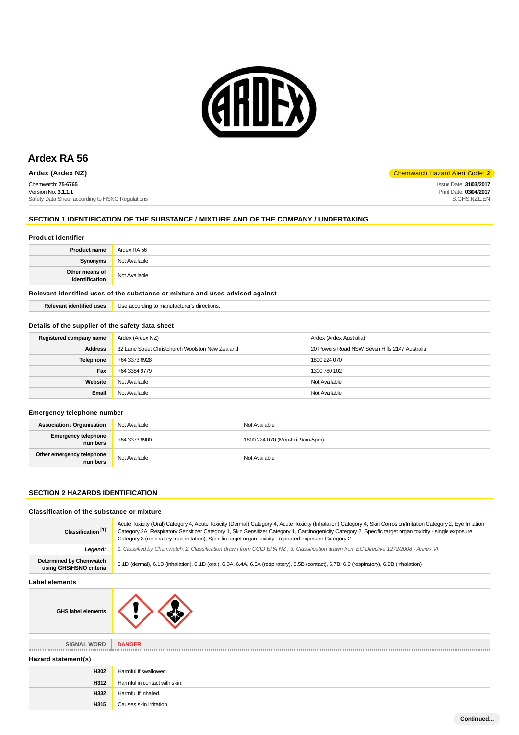# Ardex RA 56

**Ardex (Ardex NZ)**

Chemwatch Hazard Alert Code: **2**

Chemwatch: **75-6765**
Version No: **3.1.1.1**
Safety Data Sheet according to HSNO Regulations

Issue Date: **31/03/2017**
Print Date: **03/04/2017**
S.GHS.NZL.EN

## SECTION 1 IDENTIFICATION OF THE SUBSTANCE / MIXTURE AND OF THE COMPANY / UNDERTAKING

### Product Identifier

| | |
|---|---|
| **Product name** | Ardex RA 56 |
| **Synonyms** | Not Available |
| **Other means of identification** | Not Available |

### Relevant identified uses of the substance or mixture and uses advised against

| | |
|---|---|
| **Relevant identified uses** | Use according to manufacturer's directions. |

### Details of the supplier of the safety data sheet

| | | |
|---|---|---|
| **Registered company name** | Ardex (Ardex NZ) | Ardex (Ardex Australia) |
| **Address** | 32 Lane Street Christchurch Woolston New Zealand | 20 Powers Road NSW Seven Hills 2147 Australia |
| **Telephone** | +64 3373 6928 | 1800 224 070 |
| **Fax** | +64 3384 9779 | 1300 780 102 |
| **Website** | Not Available | Not Available |
| **Email** | Not Available | Not Available |

### Emergency telephone number

| | | |
|---|---|---|
| **Association / Organisation** | Not Available | Not Available |
| **Emergency telephone numbers** | +64 3373 6900 | 1800 224 070 (Mon-Fri, 9am-5pm) |
| **Other emergency telephone numbers** | Not Available | Not Available |

## SECTION 2 HAZARDS IDENTIFICATION

### Classification of the substance or mixture

| | |
|---|---|
| **Classification [1]** | Acute Toxicity (Oral) Category 4, Acute Toxicity (Dermal) Category 4, Acute Toxicity (Inhalation) Category 4, Skin Corrosion/Irritation Category 2, Eye Irritation Category 2A, Respiratory Sensitizer Category 1, Skin Sensitizer Category 1, Carcinogenicity Category 2, Specific target organ toxicity - single exposure Category 3 (respiratory tract irritation), Specific target organ toxicity - repeated exposure Category 2 |
| ***Legend:*** | *1. Classified by Chemwatch; 2. Classification drawn from CCID EPA NZ ; 3. Classification drawn from EC Directive 1272/2008 - Annex VI* |
| **Determined by Chemwatch using GHS/HSNO criteria** | 6.1D (dermal), 6.1D (inhalation), 6.1D (oral), 6.3A, 6.4A, 6.5A (respiratory), 6.5B (contact), 6.7B, 6.9 (respiratory), 6.9B (inhalation) |

### Label elements

| | |
|---|---|
| **GHS label elements** | |
| **SIGNAL WORD** | **DANGER** |

### Hazard statement(s)

| | |
|---|---|
| **H302** | Harmful if swallowed. |
| **H312** | Harmful in contact with skin. |
| **H332** | Harmful if inhaled. |
| **H315** | Causes skin irritation. |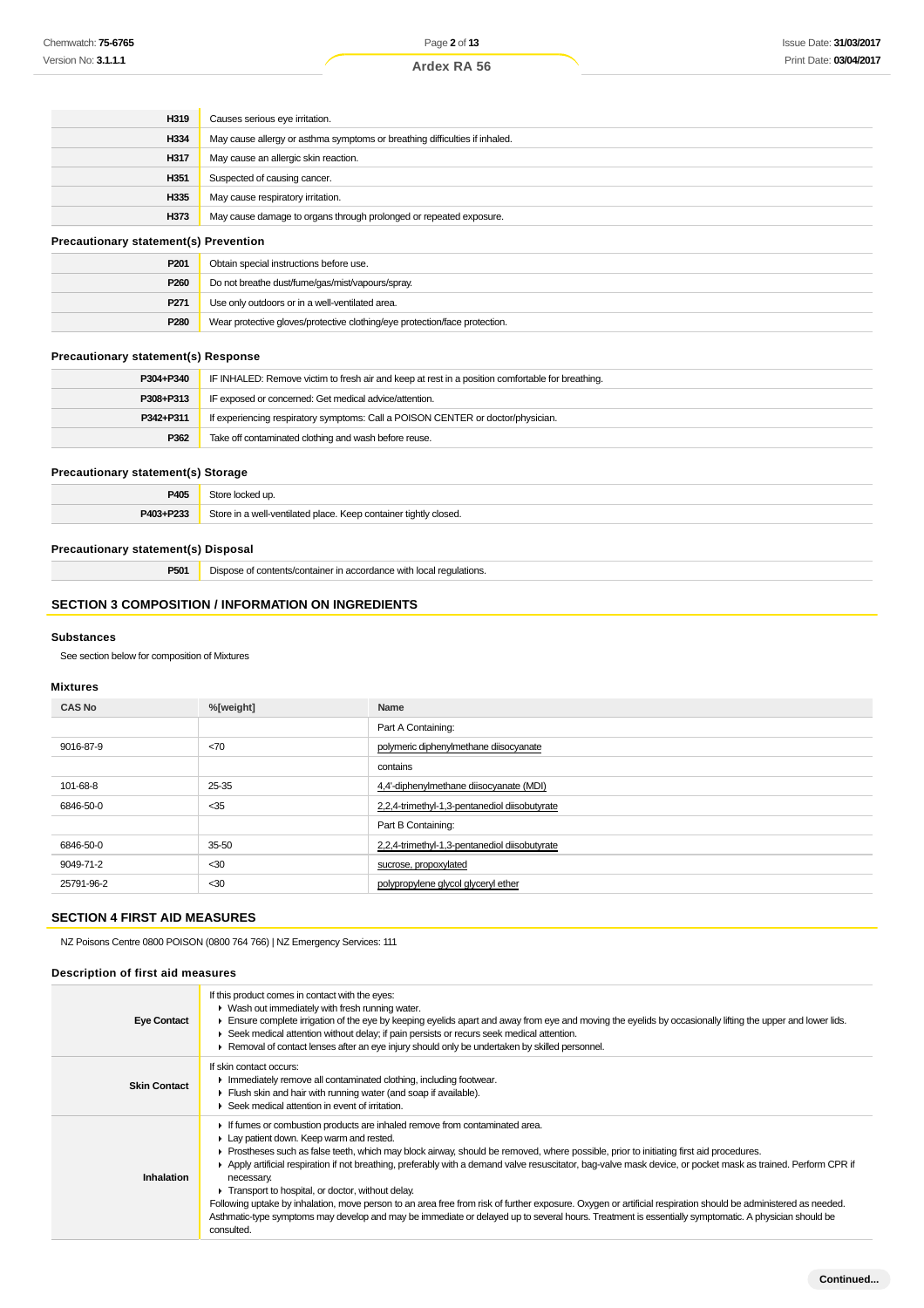| | |
|---|---|
| **H319** | Causes serious eye irritation. |
| **H334** | May cause allergy or asthma symptoms or breathing difficulties if inhaled. |
| **H317** | May cause an allergic skin reaction. |
| **H351** | Suspected of causing cancer. |
| **H335** | May cause respiratory irritation. |
| **H373** | May cause damage to organs through prolonged or repeated exposure. |

### Precautionary statement(s) Prevention

| | |
|---|---|
| **P201** | Obtain special instructions before use. |
| **P260** | Do not breathe dust/fume/gas/mist/vapours/spray. |
| **P271** | Use only outdoors or in a well-ventilated area. |
| **P280** | Wear protective gloves/protective clothing/eye protection/face protection. |

### Precautionary statement(s) Response

| | |
|---|---|
| **P304+P340** | IF INHALED: Remove victim to fresh air and keep at rest in a position comfortable for breathing. |
| **P308+P313** | IF exposed or concerned: Get medical advice/attention. |
| **P342+P311** | If experiencing respiratory symptoms: Call a POISON CENTER or doctor/physician. |
| **P362** | Take off contaminated clothing and wash before reuse. |

### Precautionary statement(s) Storage

| | |
|---|---|
| **P405** | Store locked up. |
| **P403+P233** | Store in a well-ventilated place. Keep container tightly closed. |

### Precautionary statement(s) Disposal

| | |
|---|---|
| **P501** | Dispose of contents/container in accordance with local regulations. |

## SECTION 3 COMPOSITION / INFORMATION ON INGREDIENTS

### Substances

See section below for composition of Mixtures

### Mixtures

| CAS No | %[weight] | Name |
|---|---|---|
| | | Part A Containing: |
| 9016-87-9 | <70 | polymeric diphenylmethane diisocyanate |
| | | contains |
| 101-68-8 | 25-35 | 4,4'-diphenylmethane diisocyanate (MDI) |
| 6846-50-0 | <35 | 2,2,4-trimethyl-1,3-pentanediol diisobutyrate |
| | | Part B Containing: |
| 6846-50-0 | 35-50 | 2,2,4-trimethyl-1,3-pentanediol diisobutyrate |
| 9049-71-2 | <30 | sucrose, propoxylated |
| 25791-96-2 | <30 | polypropylene glycol glyceryl ether |

## SECTION 4 FIRST AID MEASURES

NZ Poisons Centre 0800 POISON (0800 764 766) | NZ Emergency Services: 111

### Description of first aid measures

| | |
|---|---|
| **Eye Contact** | If this product comes in contact with the eyes:<br>▸ Wash out immediately with fresh running water.<br>▸ Ensure complete irrigation of the eye by keeping eyelids apart and away from eye and moving the eyelids by occasionally lifting the upper and lower lids.<br>▸ Seek medical attention without delay; if pain persists or recurs seek medical attention.<br>▸ Removal of contact lenses after an eye injury should only be undertaken by skilled personnel. |
| **Skin Contact** | If skin contact occurs:<br>▸ Immediately remove all contaminated clothing, including footwear.<br>▸ Flush skin and hair with running water (and soap if available).<br>▸ Seek medical attention in event of irritation. |
| **Inhalation** | ▸ If fumes or combustion products are inhaled remove from contaminated area.<br>▸ Lay patient down. Keep warm and rested.<br>▸ Prostheses such as false teeth, which may block airway, should be removed, where possible, prior to initiating first aid procedures.<br>▸ Apply artificial respiration if not breathing, preferably with a demand valve resuscitator, bag-valve mask device, or pocket mask as trained. Perform CPR if necessary.<br>▸ Transport to hospital, or doctor, without delay.<br>Following uptake by inhalation, move person to an area free from risk of further exposure. Oxygen or artificial respiration should be administered as needed. Asthmatic-type symptoms may develop and may be immediate or delayed up to several hours. Treatment is essentially symptomatic. A physician should be consulted. |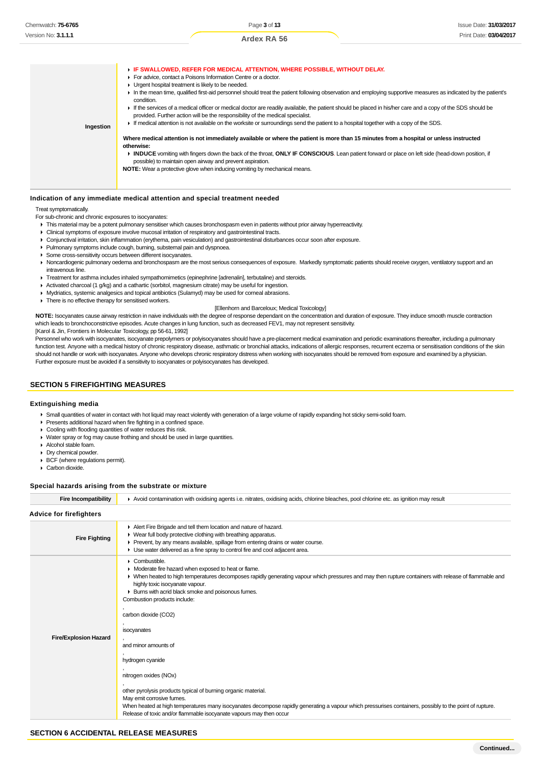| | |
|---|---|
| **Ingestion** | **IF SWALLOWED, REFER FOR MEDICAL ATTENTION, WHERE POSSIBLE, WITHOUT DELAY.**<br>- For advice, contact a Poisons Information Centre or a doctor.<br>- Urgent hospital treatment is likely to be needed.<br>- In the mean time, qualified first-aid personnel should treat the patient following observation and employing supportive measures as indicated by the patient's condition.<br>- If the services of a medical officer or medical doctor are readily available, the patient should be placed in his/her care and a copy of the SDS should be provided. Further action will be the responsibility of the medical specialist.<br>- If medical attention is not available on the worksite or surroundings send the patient to a hospital together with a copy of the SDS.<br><br>**Where medical attention is not immediately available or where the patient is more than 15 minutes from a hospital or unless instructed otherwise:**<br>- **INDUCE** vomiting with fingers down the back of the throat, **ONLY IF CONSCIOUS**. Lean patient forward or place on left side (head-down position, if possible) to maintain open airway and prevent aspiration.<br>**NOTE:** Wear a protective glove when inducing vomiting by mechanical means. |

### Indication of any immediate medical attention and special treatment needed

Treat symptomatically.

For sub-chronic and chronic exposures to isocyanates:

- This material may be a potent pulmonary sensitiser which causes bronchospasm even in patients without prior airway hyperreactivity.
- Clinical symptoms of exposure involve mucosal irritation of respiratory and gastrointestinal tracts.
- Conjunctival irritation, skin inflammation (erythema, pain vesiculation) and gastrointestinal disturbances occur soon after exposure.
- Pulmonary symptoms include cough, burning, substernal pain and dyspnoea.
- Some cross-sensitivity occurs between different isocyanates.
- Noncardiogenic pulmonary oedema and bronchospasm are the most serious consequences of exposure. Markedly symptomatic patients should receive oxygen, ventilatory support and an intravenous line.
- Treatment for asthma includes inhaled sympathomimetics (epinephrine [adrenalin], terbutaline) and steroids.
- Activated charcoal (1 g/kg) and a cathartic (sorbitol, magnesium citrate) may be useful for ingestion.
- Mydriatics, systemic analgesics and topical antibiotics (Sulamyd) may be used for corneal abrasions.
- There is no effective therapy for sensitised workers.

[Ellenhorn and Barceloux; Medical Toxicology]

**NOTE:** Isocyanates cause airway restriction in naive individuals with the degree of response dependant on the concentration and duration of exposure. They induce smooth muscle contraction which leads to bronchoconstrictive episodes. Acute changes in lung function, such as decreased FEV1, may not represent sensitivity.

[Karol & Jin, Frontiers in Molecular Toxicology, pp 56-61, 1992]

Personnel who work with isocyanates, isocyanate prepolymers or polyisocyanates should have a pre-placement medical examination and periodic examinations thereafter, including a pulmonary function test. Anyone with a medical history of chronic respiratory disease, asthmatic or bronchial attacks, indications of allergic responses, recurrent eczema or sensitisation conditions of the skin should not handle or work with isocyanates. Anyone who develops chronic respiratory distress when working with isocyanates should be removed from exposure and examined by a physician. Further exposure must be avoided if a sensitivity to isocyanates or polyisocyanates has developed.

## SECTION 5 FIREFIGHTING MEASURES

### Extinguishing media

- Small quantities of water in contact with hot liquid may react violently with generation of a large volume of rapidly expanding hot sticky semi-solid foam.
- Presents additional hazard when fire fighting in a confined space.
- Cooling with flooding quantities of water reduces this risk.
- Water spray or fog may cause frothing and should be used in large quantities.
- Alcohol stable foam.
- Dry chemical powder.
- BCF (where regulations permit).
- Carbon dioxide.

### Special hazards arising from the substrate or mixture

| | |
|---|---|
| **Fire Incompatibility** | - Avoid contamination with oxidising agents i.e. nitrates, oxidising acids, chlorine bleaches, pool chlorine etc. as ignition may result |

### Advice for firefighters

| | |
|---|---|
| **Fire Fighting** | - Alert Fire Brigade and tell them location and nature of hazard.<br>- Wear full body protective clothing with breathing apparatus.<br>- Prevent, by any means available, spillage from entering drains or water course.<br>- Use water delivered as a fine spray to control fire and cool adjacent area. |
| **Fire/Explosion Hazard** | - Combustible.<br>- Moderate fire hazard when exposed to heat or flame.<br>- When heated to high temperatures decomposes rapidly generating vapour which pressures and may then rupture containers with release of flammable and highly toxic isocyanate vapour.<br>- Burns with acrid black smoke and poisonous fumes.<br>Combustion products include:<br>,<br>carbon dioxide ($CO_2$)<br>,<br>isocyanates<br>,<br>and minor amounts of<br>,<br>hydrogen cyanide<br>,<br>nitrogen oxides (NOx)<br>,<br>other pyrolysis products typical of burning organic material.<br>May emit corrosive fumes.<br>When heated at high temperatures many isocyanates decompose rapidly generating a vapour which pressurises containers, possibly to the point of rupture. Release of toxic and/or flammable isocyanate vapours may then occur |

## SECTION 6 ACCIDENTAL RELEASE MEASURES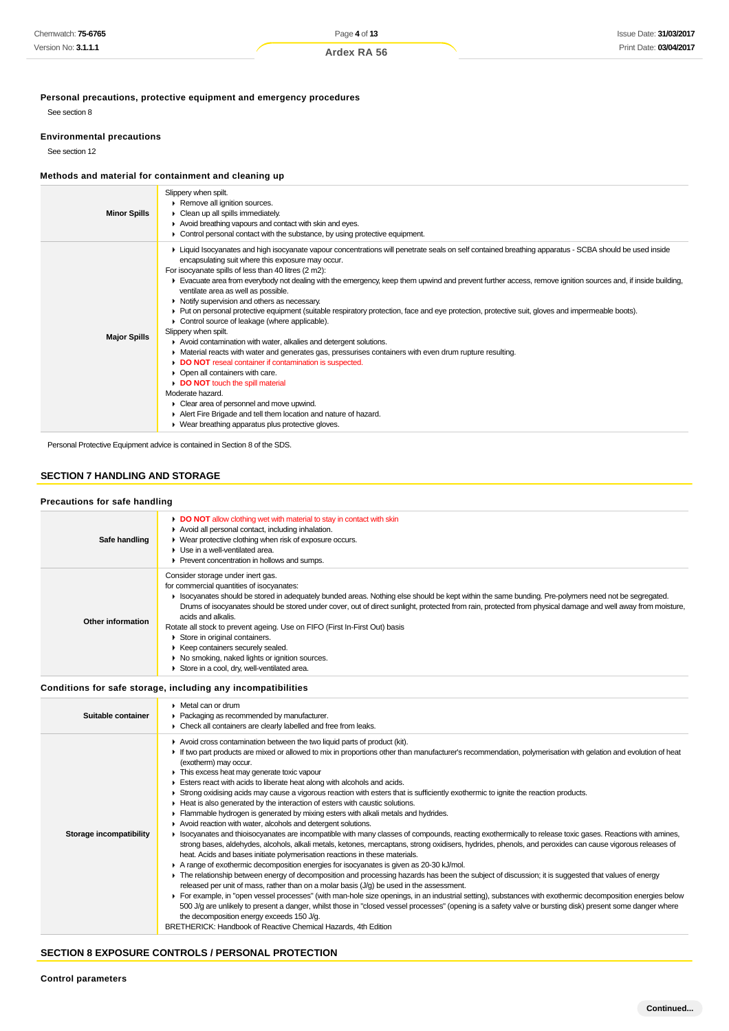### Personal precautions, protective equipment and emergency procedures

See section 8

### Environmental precautions

See section 12

### Methods and material for containment and cleaning up

| | |
|---|---|
| **Minor Spills** | Slippery when spilt.<br>▸ Remove all ignition sources.<br>▸ Clean up all spills immediately.<br>▸ Avoid breathing vapours and contact with skin and eyes.<br>▸ Control personal contact with the substance, by using protective equipment. |
| **Major Spills** | ▸ Liquid Isocyanates and high isocyanate vapour concentrations will penetrate seals on self contained breathing apparatus - SCBA should be used inside encapsulating suit where this exposure may occur.<br>For isocyanate spills of less than 40 litres (2 m2):<br>▸ Evacuate area from everybody not dealing with the emergency, keep them upwind and prevent further access, remove ignition sources and, if inside building, ventilate area as well as possible.<br>▸ Notify supervision and others as necessary.<br>▸ Put on personal protective equipment (suitable respiratory protection, face and eye protection, protective suit, gloves and impermeable boots).<br>▸ Control source of leakage (where applicable).<br>Slippery when spilt.<br>▸ Avoid contamination with water, alkalies and detergent solutions.<br>▸ Material reacts with water and generates gas, pressurises containers with even drum rupture resulting.<br>▸ **DO NOT** reseal container if contamination is suspected.<br>▸ Open all containers with care.<br>▸ **DO NOT** touch the spill material<br>Moderate hazard.<br>▸ Clear area of personnel and move upwind.<br>▸ Alert Fire Brigade and tell them location and nature of hazard.<br>▸ Wear breathing apparatus plus protective gloves. |

Personal Protective Equipment advice is contained in Section 8 of the SDS.

## SECTION 7 HANDLING AND STORAGE

### Precautions for safe handling

| | |
|---|---|
| **Safe handling** | ▸ **DO NOT** allow clothing wet with material to stay in contact with skin<br>▸ Avoid all personal contact, including inhalation.<br>▸ Wear protective clothing when risk of exposure occurs.<br>▸ Use in a well-ventilated area.<br>▸ Prevent concentration in hollows and sumps. |
| **Other information** | Consider storage under inert gas.<br>for commercial quantities of isocyanates:<br>▸ Isocyanates should be stored in adequately bunded areas. Nothing else should be kept within the same bunding. Pre-polymers need not be segregated. Drums of isocyanates should be stored under cover, out of direct sunlight, protected from rain, protected from physical damage and well away from moisture, acids and alkalis.<br>Rotate all stock to prevent ageing. Use on FIFO (First In-First Out) basis<br>▸ Store in original containers.<br>▸ Keep containers securely sealed.<br>▸ No smoking, naked lights or ignition sources.<br>▸ Store in a cool, dry, well-ventilated area. |

### Conditions for safe storage, including any incompatibilities

| | |
|---|---|
| **Suitable container** | ▸ Metal can or drum<br>▸ Packaging as recommended by manufacturer.<br>▸ Check all containers are clearly labelled and free from leaks. |
| **Storage incompatibility** | ▸ Avoid cross contamination between the two liquid parts of product (kit).<br>▸ If two part products are mixed or allowed to mix in proportions other than manufacturer's recommendation, polymerisation with gelation and evolution of heat (exotherm) may occur.<br>▸ This excess heat may generate toxic vapour<br>▸ Esters react with acids to liberate heat along with alcohols and acids.<br>▸ Strong oxidising acids may cause a vigorous reaction with esters that is sufficiently exothermic to ignite the reaction products.<br>▸ Heat is also generated by the interaction of esters with caustic solutions.<br>▸ Flammable hydrogen is generated by mixing esters with alkali metals and hydrides.<br>▸ Avoid reaction with water, alcohols and detergent solutions.<br>▸ Isocyanates and thioisocyanates are incompatible with many classes of compounds, reacting exothermically to release toxic gases. Reactions with amines, strong bases, aldehydes, alcohols, alkali metals, ketones, mercaptans, strong oxidisers, hydrides, phenols, and peroxides can cause vigorous releases of heat. Acids and bases initiate polymerisation reactions in these materials.<br>▸ A range of exothermic decomposition energies for isocyanates is given as 20-30 kJ/mol.<br>▸ The relationship between energy of decomposition and processing hazards has been the subject of discussion; it is suggested that values of energy released per unit of mass, rather than on a molar basis (J/g) be used in the assessment.<br>▸ For example, in "open vessel processes" (with man-hole size openings, in an industrial setting), substances with exothermic decomposition energies below 500 J/g are unlikely to present a danger, whilst those in "closed vessel processes" (opening is a safety valve or bursting disk) present some danger where the decomposition energy exceeds 150 J/g.<br>BRETHERICK: Handbook of Reactive Chemical Hazards, 4th Edition |

## SECTION 8 EXPOSURE CONTROLS / PERSONAL PROTECTION

### Control parameters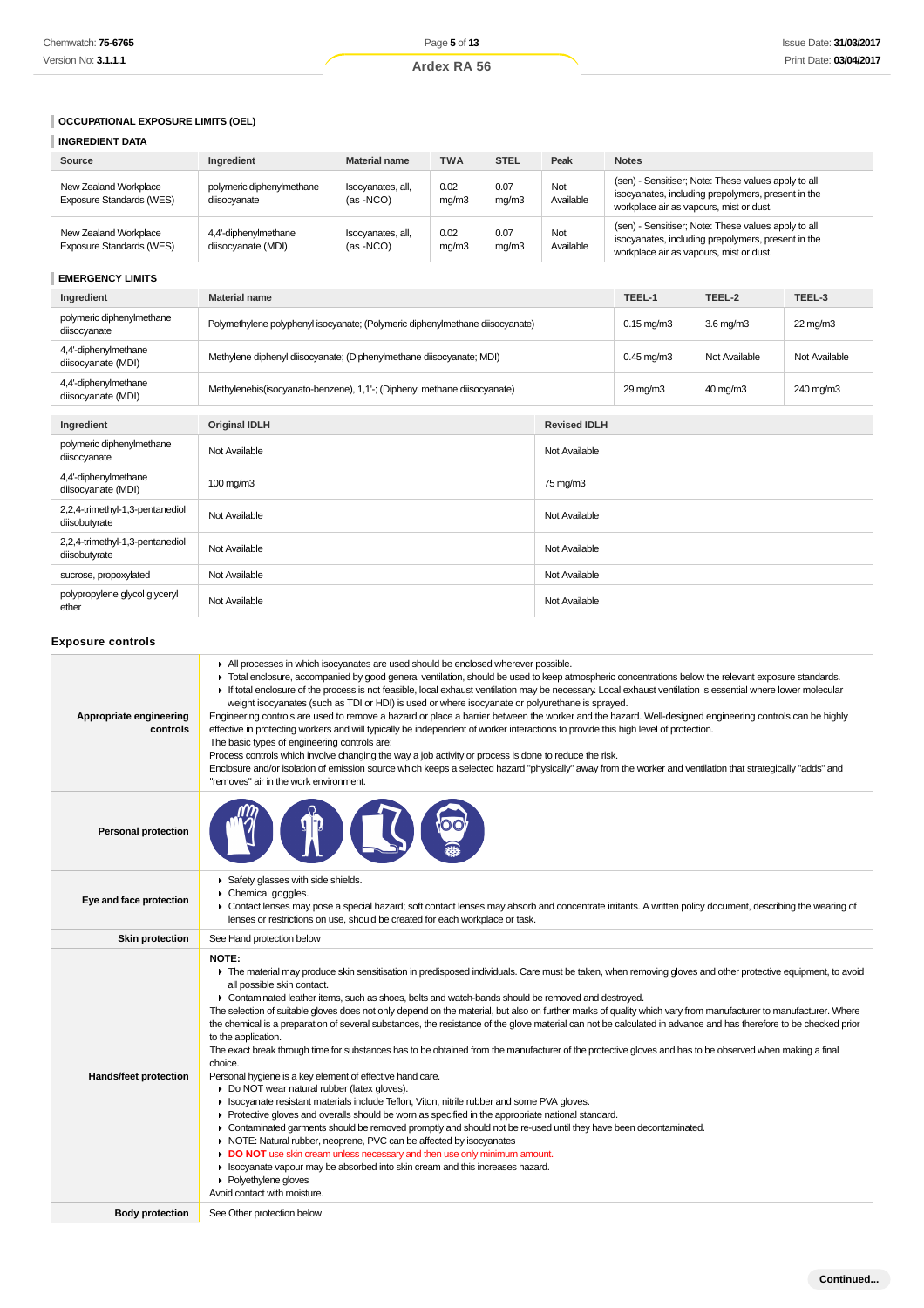### OCCUPATIONAL EXPOSURE LIMITS (OEL)

### INGREDIENT DATA

| Source | Ingredient | Material name | TWA | STEL | Peak | Notes |
|---|---|---|---|---|---|---|
| New Zealand Workplace Exposure Standards (WES) | polymeric diphenylmethane diisocyanate | Isocyanates, all, (as -NCO) | 0.02 mg/m3 | 0.07 mg/m3 | Not Available | (sen) - Sensitiser; Note: These values apply to all isocyanates, including prepolymers, present in the workplace air as vapours, mist or dust. |
| New Zealand Workplace Exposure Standards (WES) | 4,4'-diphenylmethane diisocyanate (MDI) | Isocyanates, all, (as -NCO) | 0.02 mg/m3 | 0.07 mg/m3 | Not Available | (sen) - Sensitiser; Note: These values apply to all isocyanates, including prepolymers, present in the workplace air as vapours, mist or dust. |

### EMERGENCY LIMITS

| Ingredient | Material name | TEEL-1 | TEEL-2 | TEEL-3 |
|---|---|---|---|---|
| polymeric diphenylmethane diisocyanate | Polymethylene polyphenyl isocyanate; (Polymeric diphenylmethane diisocyanate) | 0.15 mg/m3 | 3.6 mg/m3 | 22 mg/m3 |
| 4,4'-diphenylmethane diisocyanate (MDI) | Methylene diphenyl diisocyanate; (Diphenylmethane diisocyanate; MDI) | 0.45 mg/m3 | Not Available | Not Available |
| 4,4'-diphenylmethane diisocyanate (MDI) | Methylenebis(isocyanato-benzene), 1,1'-; (Diphenyl methane diisocyanate) | 29 mg/m3 | 40 mg/m3 | 240 mg/m3 |

| Ingredient | Original IDLH | Revised IDLH |
|---|---|---|
| polymeric diphenylmethane diisocyanate | Not Available | Not Available |
| 4,4'-diphenylmethane diisocyanate (MDI) | 100 mg/m3 | 75 mg/m3 |
| 2,2,4-trimethyl-1,3-pentanediol diisobutyrate | Not Available | Not Available |
| 2,2,4-trimethyl-1,3-pentanediol diisobutyrate | Not Available | Not Available |
| sucrose, propoxylated | Not Available | Not Available |
| polypropylene glycol glyceryl ether | Not Available | Not Available |

### Exposure controls

**Appropriate engineering controls**

- All processes in which isocyanates are used should be enclosed wherever possible.
- Total enclosure, accompanied by good general ventilation, should be used to keep atmospheric concentrations below the relevant exposure standards.
- If total enclosure of the process is not feasible, local exhaust ventilation may be necessary. Local exhaust ventilation is essential where lower molecular weight isocyanates (such as TDI or HDI) is used or where isocyanate or polyurethane is sprayed.

Engineering controls are used to remove a hazard or place a barrier between the worker and the hazard. Well-designed engineering controls can be highly effective in protecting workers and will typically be independent of worker interactions to provide this high level of protection.
The basic types of engineering controls are:
Process controls which involve changing the way a job activity or process is done to reduce the risk.
Enclosure and/or isolation of emission source which keeps a selected hazard "physically" away from the worker and ventilation that strategically "adds" and "removes" air in the work environment.

**Personal protection**

**Eye and face protection**

- Safety glasses with side shields.
- Chemical goggles.
- Contact lenses may pose a special hazard; soft contact lenses may absorb and concentrate irritants. A written policy document, describing the wearing of lenses or restrictions on use, should be created for each workplace or task.

**Skin protection**

See Hand protection below

**Hands/feet protection**

**NOTE:**

- The material may produce skin sensitisation in predisposed individuals. Care must be taken, when removing gloves and other protective equipment, to avoid all possible skin contact.
- Contaminated leather items, such as shoes, belts and watch-bands should be removed and destroyed.

The selection of suitable gloves does not only depend on the material, but also on further marks of quality which vary from manufacturer to manufacturer. Where the chemical is a preparation of several substances, the resistance of the glove material can not be calculated in advance and has therefore to be checked prior to the application.
The exact break through time for substances has to be obtained from the manufacturer of the protective gloves and has to be observed when making a final choice.
Personal hygiene is a key element of effective hand care.

- Do NOT wear natural rubber (latex gloves).
- Isocyanate resistant materials include Teflon, Viton, nitrile rubber and some PVA gloves.
- Protective gloves and overalls should be worn as specified in the appropriate national standard.
- Contaminated garments should be removed promptly and should not be re-used until they have been decontaminated.
- NOTE: Natural rubber, neoprene, PVC can be affected by isocyanates
- **DO NOT** use skin cream unless necessary and then use only minimum amount.
- Isocyanate vapour may be absorbed into skin cream and this increases hazard.
- Polyethylene gloves

Avoid contact with moisture.

**Body protection**

See Other protection below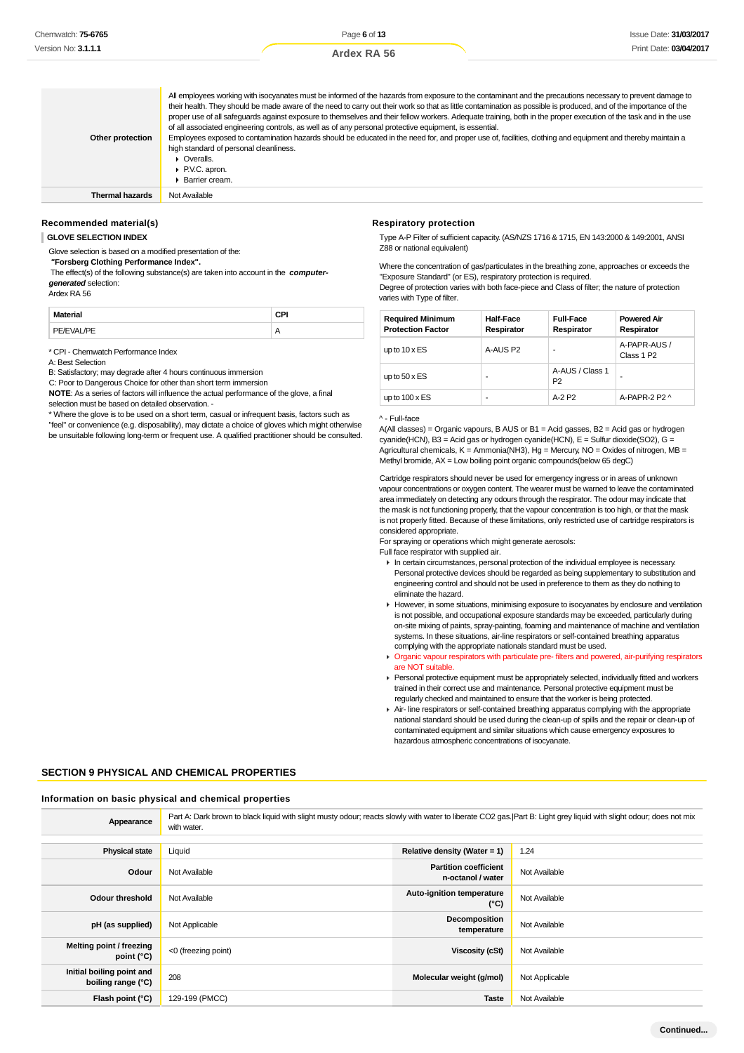| | |
|---|---|
| **Other protection** | All employees working with isocyanates must be informed of the hazards from exposure to the contaminant and the precautions necessary to prevent damage to their health. They should be made aware of the need to carry out their work so that as little contamination as possible is produced, and of the importance of the proper use of all safeguards against exposure to themselves and their fellow workers. Adequate training, both in the proper execution of the task and in the use of all associated engineering controls, as well as of any personal protective equipment, is essential.<br>Employees exposed to contamination hazards should be educated in the need for, and proper use of, facilities, clothing and equipment and thereby maintain a high standard of personal cleanliness.<br>▸ Overalls.<br>▸ P.V.C. apron.<br>▸ Barrier cream. |
| **Thermal hazards** | Not Available |

### Recommended material(s)

**GLOVE SELECTION INDEX**

Glove selection is based on a modified presentation of the:
**"Forsberg Clothing Performance Index".**
The effect(s) of the following substance(s) are taken into account in the ***computer-generated*** selection:
Ardex RA 56

| Material | CPI |
|---|---|
| PE/EVAL/PE | A |

* CPI - Chemwatch Performance Index
A: Best Selection
B: Satisfactory; may degrade after 4 hours continuous immersion
C: Poor to Dangerous Choice for other than short term immersion
**NOTE**: As a series of factors will influence the actual performance of the glove, a final selection must be based on detailed observation. -
* Where the glove is to be used on a short term, casual or infrequent basis, factors such as "feel" or convenience (e.g. disposability), may dictate a choice of gloves which might otherwise be unsuitable following long-term or frequent use. A qualified practitioner should be consulted.

### Respiratory protection

Type A-P Filter of sufficient capacity. (AS/NZS 1716 & 1715, EN 143:2000 & 149:2001, ANSI Z88 or national equivalent)

Where the concentration of gas/particulates in the breathing zone, approaches or exceeds the "Exposure Standard" (or ES), respiratory protection is required.
Degree of protection varies with both face-piece and Class of filter; the nature of protection varies with Type of filter.

| Required Minimum Protection Factor | Half-Face Respirator | Full-Face Respirator | Powered Air Respirator |
|---|---|---|---|
| up to 10 x ES | A-AUS P2 | - | A-PAPR-AUS / Class 1 P2 |
| up to 50 x ES | - | A-AUS / Class 1 P2 | - |
| up to 100 x ES | - | A-2 P2 | A-PAPR-2 P2 ^ |

^ - Full-face
A(All classes) = Organic vapours, B AUS or B1 = Acid gasses, B2 = Acid gas or hydrogen cyanide(HCN), B3 = Acid gas or hydrogen cyanide(HCN), E = Sulfur dioxide(SO2), G = Agricultural chemicals, K = Ammonia(NH3), Hg = Mercury, NO = Oxides of nitrogen, MB = Methyl bromide, AX = Low boiling point organic compounds(below 65 degC)

Cartridge respirators should never be used for emergency ingress or in areas of unknown vapour concentrations or oxygen content. The wearer must be warned to leave the contaminated area immediately on detecting any odours through the respirator. The odour may indicate that the mask is not functioning properly, that the vapour concentration is too high, or that the mask is not properly fitted. Because of these limitations, only restricted use of cartridge respirators is considered appropriate.
For spraying or operations which might generate aerosols:
Full face respirator with supplied air.

- In certain circumstances, personal protection of the individual employee is necessary. Personal protective devices should be regarded as being supplementary to substitution and engineering control and should not be used in preference to them as they do nothing to eliminate the hazard.
- However, in some situations, minimising exposure to isocyanates by enclosure and ventilation is not possible, and occupational exposure standards may be exceeded, particularly during on-site mixing of paints, spray-painting, foaming and maintenance of machine and ventilation systems. In these situations, air-line respirators or self-contained breathing apparatus complying with the appropriate nationals standard must be used.
- Organic vapour respirators with particulate pre- filters and powered, air-purifying respirators are NOT suitable.
- Personal protective equipment must be appropriately selected, individually fitted and workers trained in their correct use and maintenance. Personal protective equipment must be regularly checked and maintained to ensure that the worker is being protected.
- Air- line respirators or self-contained breathing apparatus complying with the appropriate national standard should be used during the clean-up of spills and the repair or clean-up of contaminated equipment and similar situations which cause emergency exposures to hazardous atmospheric concentrations of isocyanate.

## SECTION 9 PHYSICAL AND CHEMICAL PROPERTIES

### Information on basic physical and chemical properties

| | | | |
|---|---|---|---|
| **Appearance** | Part A: Dark brown to black liquid with slight musty odour; reacts slowly with water to liberate CO2 gas.\|Part B: Light grey liquid with slight odour; does not mix with water. | | |
| **Physical state** | Liquid | **Relative density (Water = 1)** | 1.24 |
| **Odour** | Not Available | **Partition coefficient n-octanol / water** | Not Available |
| **Odour threshold** | Not Available | **Auto-ignition temperature (°C)** | Not Available |
| **pH (as supplied)** | Not Applicable | **Decomposition temperature** | Not Available |
| **Melting point / freezing point (°C)** | <0 (freezing point) | **Viscosity (cSt)** | Not Available |
| **Initial boiling point and boiling range (°C)** | 208 | **Molecular weight (g/mol)** | Not Applicable |
| **Flash point (°C)** | 129-199 (PMCC) | **Taste** | Not Available |

Continued...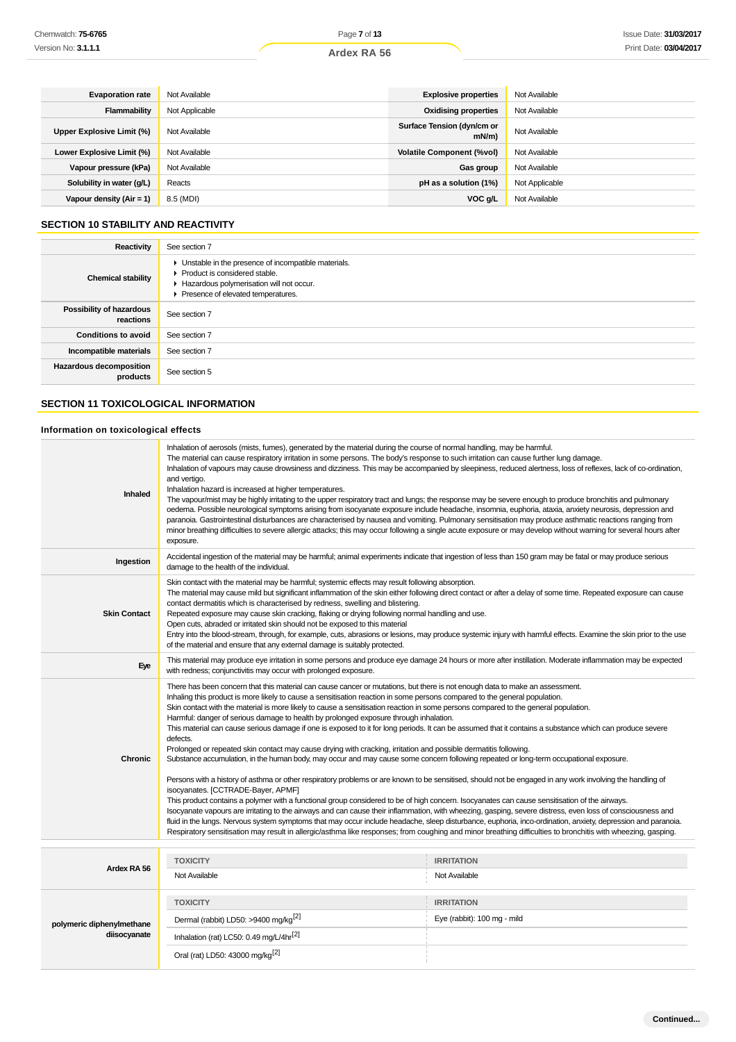| | | | |
|---|---|---|---|
| **Evaporation rate** | Not Available | **Explosive properties** | Not Available |
| **Flammability** | Not Applicable | **Oxidising properties** | Not Available |
| **Upper Explosive Limit (%)** | Not Available | **Surface Tension (dyn/cm or mN/m)** | Not Available |
| **Lower Explosive Limit (%)** | Not Available | **Volatile Component (%vol)** | Not Available |
| **Vapour pressure (kPa)** | Not Available | **Gas group** | Not Available |
| **Solubility in water (g/L)** | Reacts | **pH as a solution (1%)** | Not Applicable |
| **Vapour density (Air = 1)** | 8.5 (MDI) | **VOC g/L** | Not Available |

## SECTION 10 STABILITY AND REACTIVITY

| | |
|---|---|
| **Reactivity** | See section 7 |
| **Chemical stability** | ▸ Unstable in the presence of incompatible materials.<br>▸ Product is considered stable.<br>▸ Hazardous polymerisation will not occur.<br>▸ Presence of elevated temperatures. |
| **Possibility of hazardous reactions** | See section 7 |
| **Conditions to avoid** | See section 7 |
| **Incompatible materials** | See section 7 |
| **Hazardous decomposition products** | See section 5 |

## SECTION 11 TOXICOLOGICAL INFORMATION

### Information on toxicological effects

| | |
|---|---|
| **Inhaled** | Inhalation of aerosols (mists, fumes), generated by the material during the course of normal handling, may be harmful.<br>The material can cause respiratory irritation in some persons. The body's response to such irritation can cause further lung damage.<br>Inhalation of vapours may cause drowsiness and dizziness. This may be accompanied by sleepiness, reduced alertness, loss of reflexes, lack of co-ordination, and vertigo.<br>Inhalation hazard is increased at higher temperatures.<br>The vapour/mist may be highly irritating to the upper respiratory tract and lungs; the response may be severe enough to produce bronchitis and pulmonary oedema. Possible neurological symptoms arising from isocyanate exposure include headache, insomnia, euphoria, ataxia, anxiety neurosis, depression and paranoia. Gastrointestinal disturbances are characterised by nausea and vomiting. Pulmonary sensitisation may produce asthmatic reactions ranging from minor breathing difficulties to severe allergic attacks; this may occur following a single acute exposure or may develop without warning for several hours after exposure. |
| **Ingestion** | Accidental ingestion of the material may be harmful; animal experiments indicate that ingestion of less than 150 gram may be fatal or may produce serious damage to the health of the individual. |
| **Skin Contact** | Skin contact with the material may be harmful; systemic effects may result following absorption.<br>The material may cause mild but significant inflammation of the skin either following direct contact or after a delay of some time. Repeated exposure can cause contact dermatitis which is characterised by redness, swelling and blistering.<br>Repeated exposure may cause skin cracking, flaking or drying following normal handling and use.<br>Open cuts, abraded or irritated skin should not be exposed to this material<br>Entry into the blood-stream, through, for example, cuts, abrasions or lesions, may produce systemic injury with harmful effects. Examine the skin prior to the use of the material and ensure that any external damage is suitably protected. |
| **Eye** | This material may produce eye irritation in some persons and produce eye damage 24 hours or more after instillation. Moderate inflammation may be expected with redness; conjunctivitis may occur with prolonged exposure. |
| **Chronic** | There has been concern that this material can cause cancer or mutations, but there is not enough data to make an assessment.<br>Inhaling this product is more likely to cause a sensitisation reaction in some persons compared to the general population.<br>Skin contact with the material is more likely to cause a sensitisation reaction in some persons compared to the general population.<br>Harmful: danger of serious damage to health by prolonged exposure through inhalation.<br>This material can cause serious damage if one is exposed to it for long periods. It can be assumed that it contains a substance which can produce severe defects.<br>Prolonged or repeated skin contact may cause drying with cracking, irritation and possible dermatitis following.<br>Substance accumulation, in the human body, may occur and may cause some concern following repeated or long-term occupational exposure.<br><br>Persons with a history of asthma or other respiratory problems or are known to be sensitised, should not be engaged in any work involving the handling of isocyanates. [CCTRADE-Bayer, APMF]<br>This product contains a polymer with a functional group considered to be of high concern. Isocyanates can cause sensitisation of the airways.<br>Isocyanate vapours are irritating to the airways and can cause their inflammation, with wheezing, gasping, severe distress, even loss of consciousness and fluid in the lungs. Nervous system symptoms that may occur include headache, sleep disturbance, euphoria, inco-ordination, anxiety, depression and paranoia.<br>Respiratory sensitisation may result in allergic/asthma like responses; from coughing and minor breathing difficulties to bronchitis with wheezing, gasping. |

| | | |
|---|---|---|
| **Ardex RA 56** | **TOXICITY** | **IRRITATION** |
| | Not Available | Not Available |
| **polymeric diphenylmethane diisocyanate** | **TOXICITY** | **IRRITATION** |
| | Dermal (rabbit) LD50: >9400 mg/kg[2] | Eye (rabbit): 100 mg - mild |
| | Inhalation (rat) LC50: 0.49 mg/L/4hr[2] | |
| | Oral (rat) LD50: 43000 mg/kg[2] | |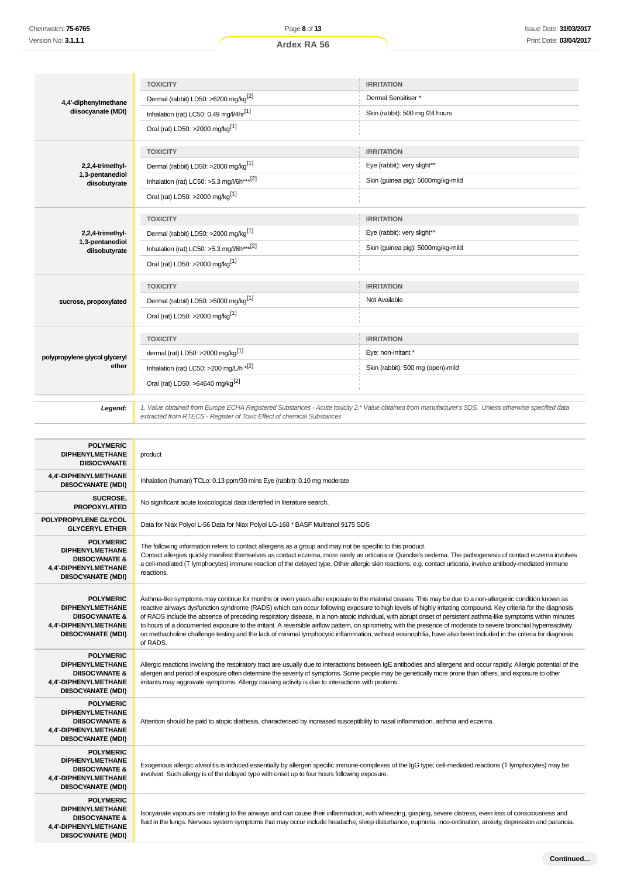| | TOXICITY | IRRITATION |
|---|---|---|
| 4,4'-diphenylmethane diisocyanate (MDI) | Dermal (rabbit) LD50: >6200 mg/kg[2] | Dermal Sensitiser * |
| | Inhalation (rat) LC50: 0.49 mg/l/4hr[1] | Skin (rabbit): 500 mg /24 hours |
| | Oral (rat) LD50: >2000 mg/kg[1] | |
| 2,2,4-trimethyl-1,3-pentanediol diisobutyrate | Dermal (rabbit) LD50: >2000 mg/kg[1] | Eye (rabbit): very slight** |
| | Inhalation (rat) LC50: >5.3 mg/l/6h***[2] | Skin (guinea pig): 5000mg/kg-mild |
| | Oral (rat) LD50: >2000 mg/kg[1] | |
| 2,2,4-trimethyl-1,3-pentanediol diisobutyrate | Dermal (rabbit) LD50: >2000 mg/kg[1] | Eye (rabbit): very slight** |
| | Inhalation (rat) LC50: >5.3 mg/l/6h***[2] | Skin (guinea pig): 5000mg/kg-mild |
| | Oral (rat) LD50: >2000 mg/kg[1] | |
| sucrose, propoxylated | Dermal (rabbit) LD50: >5000 mg/kg[1] | Not Available |
| | Oral (rat) LD50: >2000 mg/kg[1] | |
| polypropylene glycol glyceryl ether | dermal (rat) LD50: >2000 mg/kg[1] | Eye: non-irritant * |
| | Inhalation (rat) LC50: >200 mg/L/h *[2] | Skin (rabbit): 500 mg (open)-mild |
| | Oral (rat) LD50: >64640 mg/kg[2] | |

**Legend:** *1. Value obtained from Europe ECHA Registered Substances - Acute toxicity 2.* Value obtained from manufacturer's SDS. Unless otherwise specified data extracted from RTECS - Register of Toxic Effect of chemical Substances*

| | |
|---|---|
| **POLYMERIC DIPHENYLMETHANE DIISOCYANATE** | product |
| **4,4'-DIPHENYLMETHANE DIISOCYANATE (MDI)** | Inhalation (human) TCLo: 0.13 ppm/30 mins Eye (rabbit): 0.10 mg moderate |
| **SUCROSE, PROPOXYLATED** | No significant acute toxicological data identified in literature search. |
| **POLYPROPYLENE GLYCOL GLYCERYL ETHER** | Data for Niax Polyol L-56 Data for Niax Polyol LG-168 * BASF Multranol 9175 SDS |
| **POLYMERIC DIPHENYLMETHANE DIISOCYANATE & 4,4'-DIPHENYLMETHANE DIISOCYANATE (MDI)** | The following information refers to contact allergens as a group and may not be specific to this product. Contact allergies quickly manifest themselves as contact eczema, more rarely as urticaria or Quincke's oedema. The pathogenesis of contact eczema involves a cell-mediated (T lymphocytes) immune reaction of the delayed type. Other allergic skin reactions, e.g. contact urticaria, involve antibody-mediated immune reactions. |
| **POLYMERIC DIPHENYLMETHANE DIISOCYANATE & 4,4'-DIPHENYLMETHANE DIISOCYANATE (MDI)** | Asthma-like symptoms may continue for months or even years after exposure to the material ceases. This may be due to a non-allergenic condition known as reactive airways dysfunction syndrome (RADS) which can occur following exposure to high levels of highly irritating compound. Key criteria for the diagnosis of RADS include the absence of preceding respiratory disease, in a non-atopic individual, with abrupt onset of persistent asthma-like symptoms within minutes to hours of a documented exposure to the irritant. A reversible airflow pattern, on spirometry, with the presence of moderate to severe bronchial hyperreactivity on methacholine challenge testing and the lack of minimal lymphocytic inflammation, without eosinophilia, have also been included in the criteria for diagnosis of RADS. |
| **POLYMERIC DIPHENYLMETHANE DIISOCYANATE & 4,4'-DIPHENYLMETHANE DIISOCYANATE (MDI)** | Allergic reactions involving the respiratory tract are usually due to interactions between IgE antibodies and allergens and occur rapidly. Allergic potential of the allergen and period of exposure often determine the severity of symptoms. Some people may be genetically more prone than others, and exposure to other irritants may aggravate symptoms. Allergy causing activity is due to interactions with proteins. |
| **POLYMERIC DIPHENYLMETHANE DIISOCYANATE & 4,4'-DIPHENYLMETHANE DIISOCYANATE (MDI)** | Attention should be paid to atopic diathesis, characterised by increased susceptibility to nasal inflammation, asthma and eczema. |
| **POLYMERIC DIPHENYLMETHANE DIISOCYANATE & 4,4'-DIPHENYLMETHANE DIISOCYANATE (MDI)** | Exogenous allergic alveolitis is induced essentially by allergen specific immune-complexes of the IgG type; cell-mediated reactions (T lymphocytes) may be involved. Such allergy is of the delayed type with onset up to four hours following exposure. |
| **POLYMERIC DIPHENYLMETHANE DIISOCYANATE & 4,4'-DIPHENYLMETHANE DIISOCYANATE (MDI)** | Isocyanate vapours are irritating to the airways and can cause their inflammation, with wheezing, gasping, severe distress, even loss of consciousness and fluid in the lungs. Nervous system symptoms that may occur include headache, sleep disturbance, euphoria, inco-ordination, anxiety, depression and paranoia. |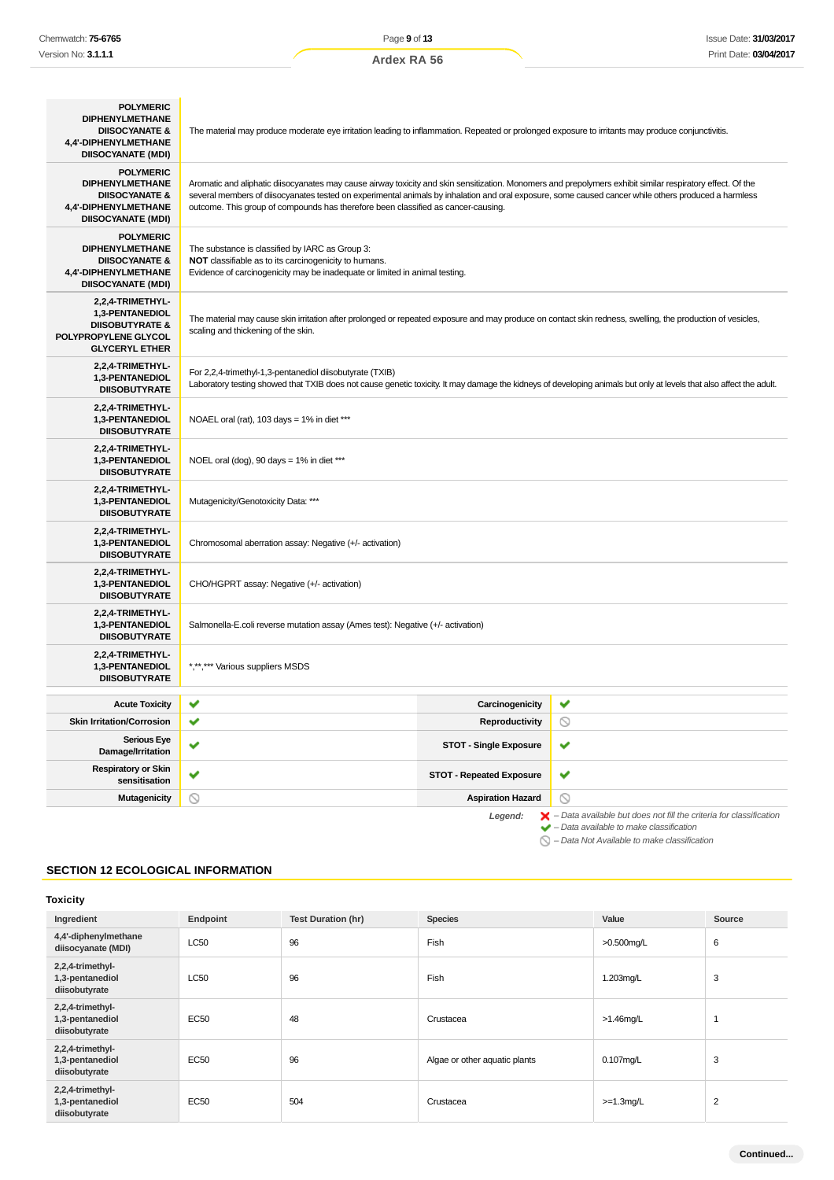| | |
|---|---|
| **POLYMERIC DIPHENYLMETHANE DIISOCYANATE & 4,4'-DIPHENYLMETHANE DIISOCYANATE (MDI)** | The material may produce moderate eye irritation leading to inflammation. Repeated or prolonged exposure to irritants may produce conjunctivitis. |
| **POLYMERIC DIPHENYLMETHANE DIISOCYANATE & 4,4'-DIPHENYLMETHANE DIISOCYANATE (MDI)** | Aromatic and aliphatic diisocyanates may cause airway toxicity and skin sensitization. Monomers and prepolymers exhibit similar respiratory effect. Of the several members of diisocyanates tested on experimental animals by inhalation and oral exposure, some caused cancer while others produced a harmless outcome. This group of compounds has therefore been classified as cancer-causing. |
| **POLYMERIC DIPHENYLMETHANE DIISOCYANATE & 4,4'-DIPHENYLMETHANE DIISOCYANATE (MDI)** | The substance is classified by IARC as Group 3:<br>**NOT** classifiable as to its carcinogenicity to humans.<br>Evidence of carcinogenicity may be inadequate or limited in animal testing. |
| **2,2,4-TRIMETHYL-1,3-PENTANEDIOL DIISOBUTYRATE & POLYPROPYLENE GLYCOL GLYCERYL ETHER** | The material may cause skin irritation after prolonged or repeated exposure and may produce on contact skin redness, swelling, the production of vesicles, scaling and thickening of the skin. |
| **2,2,4-TRIMETHYL-1,3-PENTANEDIOL DIISOBUTYRATE** | For 2,2,4-trimethyl-1,3-pentanediol diisobutyrate (TXIB)<br>Laboratory testing showed that TXIB does not cause genetic toxicity. It may damage the kidneys of developing animals but only at levels that also affect the adult. |
| **2,2,4-TRIMETHYL-1,3-PENTANEDIOL DIISOBUTYRATE** | NOAEL oral (rat), 103 days = 1% in diet *** |
| **2,2,4-TRIMETHYL-1,3-PENTANEDIOL DIISOBUTYRATE** | NOEL oral (dog), 90 days = 1% in diet *** |
| **2,2,4-TRIMETHYL-1,3-PENTANEDIOL DIISOBUTYRATE** | Mutagenicity/Genotoxicity Data: *** |
| **2,2,4-TRIMETHYL-1,3-PENTANEDIOL DIISOBUTYRATE** | Chromosomal aberration assay: Negative (+/- activation) |
| **2,2,4-TRIMETHYL-1,3-PENTANEDIOL DIISOBUTYRATE** | CHO/HGPRT assay: Negative (+/- activation) |
| **2,2,4-TRIMETHYL-1,3-PENTANEDIOL DIISOBUTYRATE** | Salmonella-E.coli reverse mutation assay (Ames test): Negative (+/- activation) |
| **2,2,4-TRIMETHYL-1,3-PENTANEDIOL DIISOBUTYRATE** | *,**,*** Various suppliers MSDS |

| | | | |
|---|---|---|---|
| **Acute Toxicity** | ✔ | **Carcinogenicity** | ✔ |
| **Skin Irritation/Corrosion** | ✔ | **Reproductivity** | ⃠ |
| **Serious Eye Damage/Irritation** | ✔ | **STOT - Single Exposure** | ✔ |
| **Respiratory or Skin sensitisation** | ✔ | **STOT - Repeated Exposure** | ✔ |
| **Mutagenicity** | ⃠ | **Aspiration Hazard** | ⃠ |

*Legend:* ✘ – *Data available but does not fill the criteria for classification*
✔ – *Data available to make classification*
⃠ – *Data Not Available to make classification*

## SECTION 12 ECOLOGICAL INFORMATION

### Toxicity

| Ingredient | Endpoint | Test Duration (hr) | Species | Value | Source |
|---|---|---|---|---|---|
| 4,4'-diphenylmethane diisocyanate (MDI) | LC50 | 96 | Fish | >0.500mg/L | 6 |
| 2,2,4-trimethyl-1,3-pentanediol diisobutyrate | LC50 | 96 | Fish | 1.203mg/L | 3 |
| 2,2,4-trimethyl-1,3-pentanediol diisobutyrate | EC50 | 48 | Crustacea | >1.46mg/L | 1 |
| 2,2,4-trimethyl-1,3-pentanediol diisobutyrate | EC50 | 96 | Algae or other aquatic plants | 0.107mg/L | 3 |
| 2,2,4-trimethyl-1,3-pentanediol diisobutyrate | EC50 | 504 | Crustacea | >=1.3mg/L | 2 |

Continued...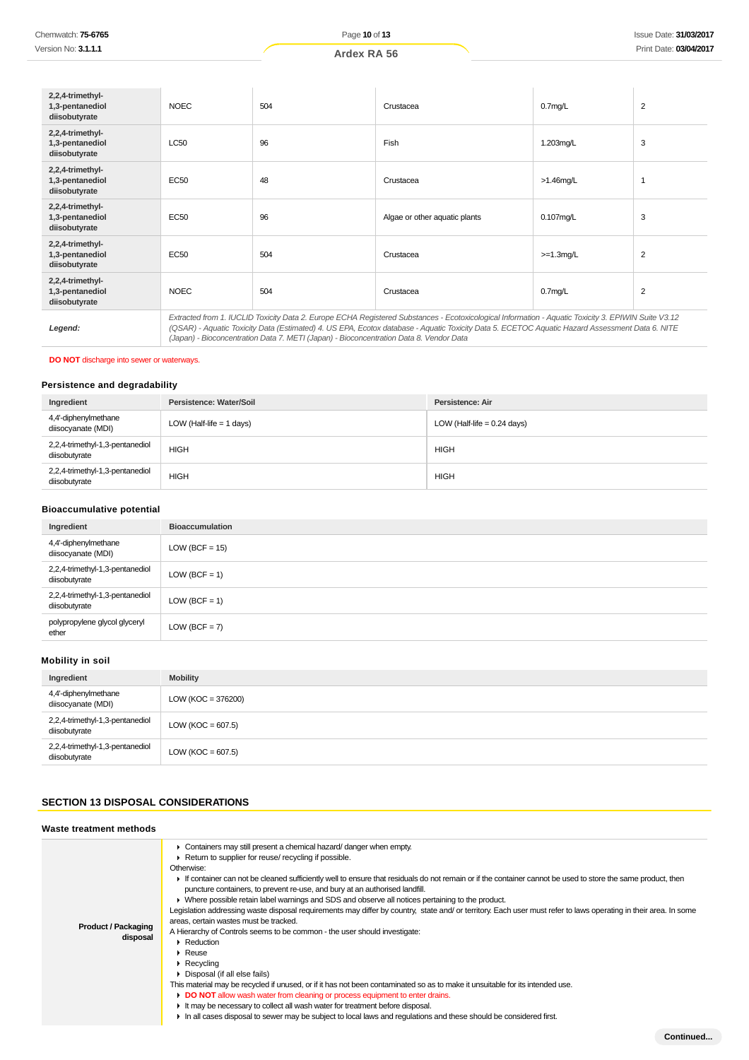| | | | | | |
|---|---|---|---|---|---|
| **2,2,4-trimethyl-1,3-pentanediol diisobutyrate** | NOEC | 504 | Crustacea | 0.7mg/L | 2 |
| **2,2,4-trimethyl-1,3-pentanediol diisobutyrate** | LC50 | 96 | Fish | 1.203mg/L | 3 |
| **2,2,4-trimethyl-1,3-pentanediol diisobutyrate** | EC50 | 48 | Crustacea | >1.46mg/L | 1 |
| **2,2,4-trimethyl-1,3-pentanediol diisobutyrate** | EC50 | 96 | Algae or other aquatic plants | 0.107mg/L | 3 |
| **2,2,4-trimethyl-1,3-pentanediol diisobutyrate** | EC50 | 504 | Crustacea | >=1.3mg/L | 2 |
| **2,2,4-trimethyl-1,3-pentanediol diisobutyrate** | NOEC | 504 | Crustacea | 0.7mg/L | 2 |
| ***Legend:*** | *Extracted from 1. IUCLID Toxicity Data 2. Europe ECHA Registered Substances - Ecotoxicological Information - Aquatic Toxicity 3. EPIWIN Suite V3.12 (QSAR) - Aquatic Toxicity Data (Estimated) 4. US EPA, Ecotox database - Aquatic Toxicity Data 5. ECETOC Aquatic Hazard Assessment Data 6. NITE (Japan) - Bioconcentration Data 7. METI (Japan) - Bioconcentration Data 8. Vendor Data* | | | | |

**DO NOT** discharge into sewer or waterways.

### Persistence and degradability

| Ingredient | Persistence: Water/Soil | Persistence: Air |
|---|---|---|
| 4,4'-diphenylmethane diisocyanate (MDI) | LOW (Half-life = 1 days) | LOW (Half-life = 0.24 days) |
| 2,2,4-trimethyl-1,3-pentanediol diisobutyrate | HIGH | HIGH |
| 2,2,4-trimethyl-1,3-pentanediol diisobutyrate | HIGH | HIGH |

### Bioaccumulative potential

| Ingredient | Bioaccumulation |
|---|---|
| 4,4'-diphenylmethane diisocyanate (MDI) | LOW (BCF = 15) |
| 2,2,4-trimethyl-1,3-pentanediol diisobutyrate | LOW (BCF = 1) |
| 2,2,4-trimethyl-1,3-pentanediol diisobutyrate | LOW (BCF = 1) |
| polypropylene glycol glyceryl ether | LOW (BCF = 7) |

### Mobility in soil

| Ingredient | Mobility |
|---|---|
| 4,4'-diphenylmethane diisocyanate (MDI) | LOW (KOC = 376200) |
| 2,2,4-trimethyl-1,3-pentanediol diisobutyrate | LOW (KOC = 607.5) |
| 2,2,4-trimethyl-1,3-pentanediol diisobutyrate | LOW (KOC = 607.5) |

## SECTION 13 DISPOSAL CONSIDERATIONS

### Waste treatment methods

| | |
|---|---|
| **Product / Packaging disposal** | ▸ Containers may still present a chemical hazard/ danger when empty.<br>▸ Return to supplier for reuse/ recycling if possible.<br>Otherwise:<br>▸ If container can not be cleaned sufficiently well to ensure that residuals do not remain or if the container cannot be used to store the same product, then puncture containers, to prevent re-use, and bury at an authorised landfill.<br>▸ Where possible retain label warnings and SDS and observe all notices pertaining to the product.<br>Legislation addressing waste disposal requirements may differ by country, state and/ or territory. Each user must refer to laws operating in their area. In some areas, certain wastes must be tracked.<br>A Hierarchy of Controls seems to be common - the user should investigate:<br>▸ Reduction<br>▸ Reuse<br>▸ Recycling<br>▸ Disposal (if all else fails)<br>This material may be recycled if unused, or if it has not been contaminated so as to make it unsuitable for its intended use.<br>▸ **DO NOT** allow wash water from cleaning or process equipment to enter drains.<br>▸ It may be necessary to collect all wash water for treatment before disposal.<br>▸ In all cases disposal to sewer may be subject to local laws and regulations and these should be considered first. |

**Continued...**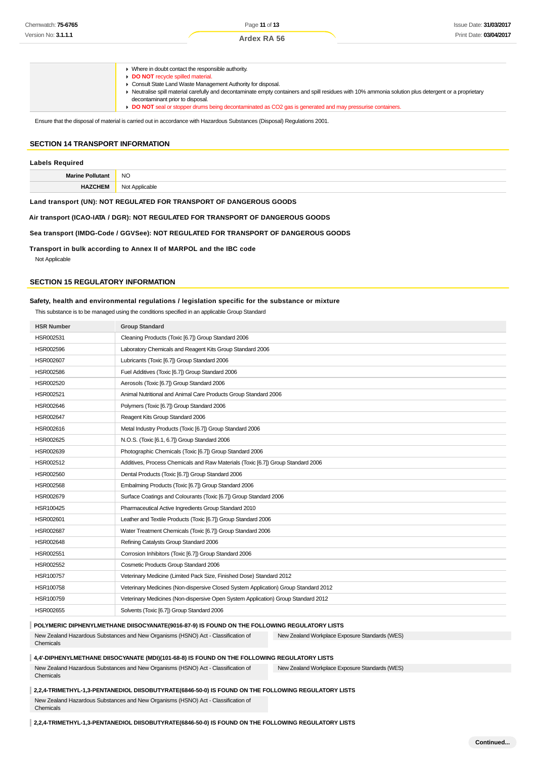| | |
|---|---|
| | ▸ Where in doubt contact the responsible authority.<br>▸ **DO NOT** recycle spilled material.<br>▸ Consult State Land Waste Management Authority for disposal.<br>▸ Neutralise spill material carefully and decontaminate empty containers and spill residues with 10% ammonia solution plus detergent or a proprietary decontaminant prior to disposal.<br>▸ **DO NOT** seal or stopper drums being decontaminated as CO2 gas is generated and may pressurise containers. |

Ensure that the disposal of material is carried out in accordance with Hazardous Substances (Disposal) Regulations 2001.

## SECTION 14 TRANSPORT INFORMATION

### Labels Required

| | |
|---|---|
| **Marine Pollutant** | NO |
| **HAZCHEM** | Not Applicable |

**Land transport (UN): NOT REGULATED FOR TRANSPORT OF DANGEROUS GOODS**

**Air transport (ICAO-IATA / DGR): NOT REGULATED FOR TRANSPORT OF DANGEROUS GOODS**

**Sea transport (IMDG-Code / GGVSee): NOT REGULATED FOR TRANSPORT OF DANGEROUS GOODS**

**Transport in bulk according to Annex II of MARPOL and the IBC code**

Not Applicable

## SECTION 15 REGULATORY INFORMATION

### Safety, health and environmental regulations / legislation specific for the substance or mixture

This substance is to be managed using the conditions specified in an applicable Group Standard

| HSR Number | Group Standard |
|---|---|
| HSR002531 | Cleaning Products (Toxic [6.7]) Group Standard 2006 |
| HSR002596 | Laboratory Chemicals and Reagent Kits Group Standard 2006 |
| HSR002607 | Lubricants (Toxic [6.7]) Group Standard 2006 |
| HSR002586 | Fuel Additives (Toxic [6.7]) Group Standard 2006 |
| HSR002520 | Aerosols (Toxic [6.7]) Group Standard 2006 |
| HSR002521 | Animal Nutritional and Animal Care Products Group Standard 2006 |
| HSR002646 | Polymers (Toxic [6.7]) Group Standard 2006 |
| HSR002647 | Reagent Kits Group Standard 2006 |
| HSR002616 | Metal Industry Products (Toxic [6.7]) Group Standard 2006 |
| HSR002625 | N.O.S. (Toxic [6.1, 6.7]) Group Standard 2006 |
| HSR002639 | Photographic Chemicals (Toxic [6.7]) Group Standard 2006 |
| HSR002512 | Additives, Process Chemicals and Raw Materials (Toxic [6.7]) Group Standard 2006 |
| HSR002560 | Dental Products (Toxic [6.7]) Group Standard 2006 |
| HSR002568 | Embalming Products (Toxic [6.7]) Group Standard 2006 |
| HSR002679 | Surface Coatings and Colourants (Toxic [6.7]) Group Standard 2006 |
| HSR100425 | Pharmaceutical Active Ingredients Group Standard 2010 |
| HSR002601 | Leather and Textile Products (Toxic [6.7]) Group Standard 2006 |
| HSR002687 | Water Treatment Chemicals (Toxic [6.7]) Group Standard 2006 |
| HSR002648 | Refining Catalysts Group Standard 2006 |
| HSR002551 | Corrosion Inhibitors (Toxic [6.7]) Group Standard 2006 |
| HSR002552 | Cosmetic Products Group Standard 2006 |
| HSR100757 | Veterinary Medicine (Limited Pack Size, Finished Dose) Standard 2012 |
| HSR100758 | Veterinary Medicines (Non-dispersive Closed System Application) Group Standard 2012 |
| HSR100759 | Veterinary Medicines (Non-dispersive Open System Application) Group Standard 2012 |
| HSR002655 | Solvents (Toxic [6.7]) Group Standard 2006 |

**POLYMERIC DIPHENYLMETHANE DIISOCYANATE(9016-87-9) IS FOUND ON THE FOLLOWING REGULATORY LISTS**

| | |
|---|---|
| New Zealand Hazardous Substances and New Organisms (HSNO) Act - Classification of Chemicals | New Zealand Workplace Exposure Standards (WES) |

**4,4'-DIPHENYLMETHANE DIISOCYANATE (MDI)(101-68-8) IS FOUND ON THE FOLLOWING REGULATORY LISTS**

| | |
|---|---|
| New Zealand Hazardous Substances and New Organisms (HSNO) Act - Classification of Chemicals | New Zealand Workplace Exposure Standards (WES) |

**2,2,4-TRIMETHYL-1,3-PENTANEDIOL DIISOBUTYRATE(6846-50-0) IS FOUND ON THE FOLLOWING REGULATORY LISTS**

| |
|---|
| New Zealand Hazardous Substances and New Organisms (HSNO) Act - Classification of Chemicals |

**2,2,4-TRIMETHYL-1,3-PENTANEDIOL DIISOBUTYRATE(6846-50-0) IS FOUND ON THE FOLLOWING REGULATORY LISTS**

Continued...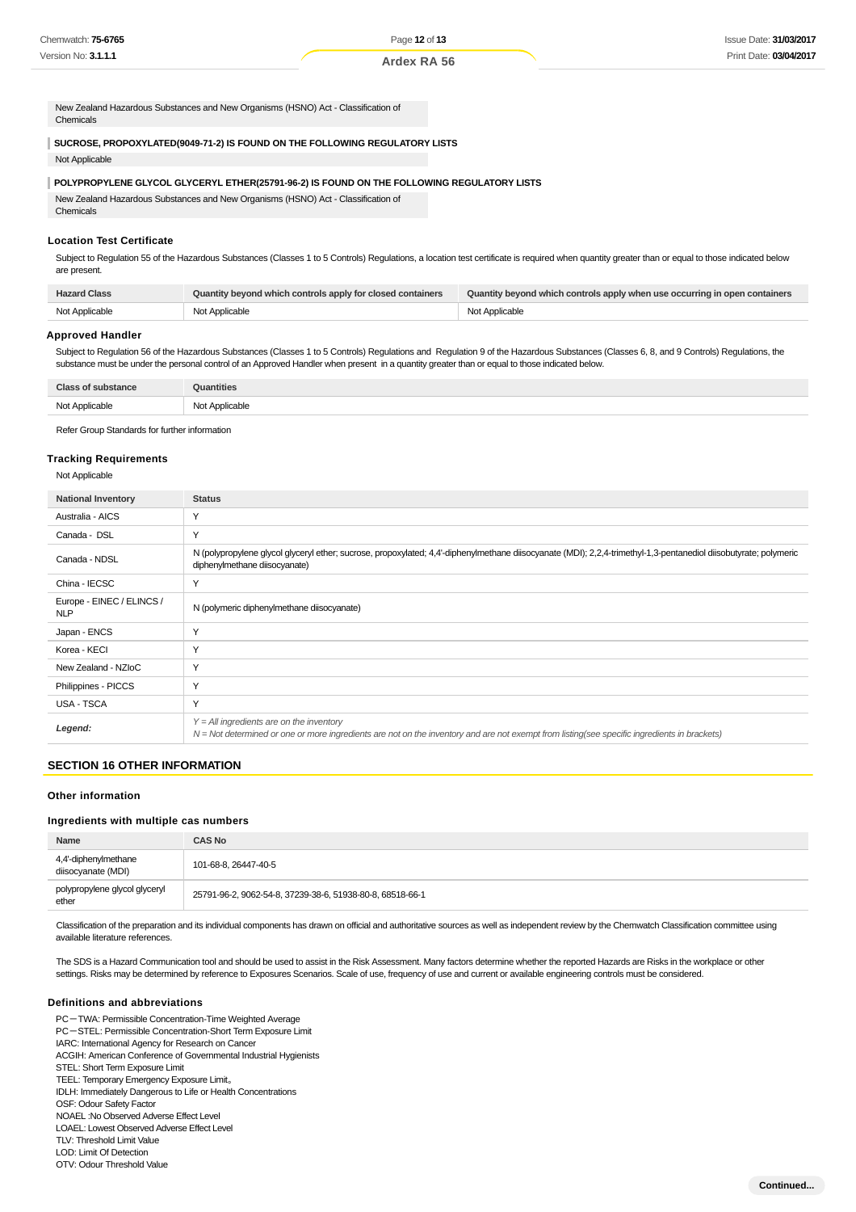New Zealand Hazardous Substances and New Organisms (HSNO) Act - Classification of Chemicals

**SUCROSE, PROPOXYLATED(9049-71-2) IS FOUND ON THE FOLLOWING REGULATORY LISTS**

Not Applicable

**POLYPROPYLENE GLYCOL GLYCERYL ETHER(25791-96-2) IS FOUND ON THE FOLLOWING REGULATORY LISTS**

New Zealand Hazardous Substances and New Organisms (HSNO) Act - Classification of Chemicals

### Location Test Certificate

Subject to Regulation 55 of the Hazardous Substances (Classes 1 to 5 Controls) Regulations, a location test certificate is required when quantity greater than or equal to those indicated below are present.

| Hazard Class | Quantity beyond which controls apply for closed containers | Quantity beyond which controls apply when use occurring in open containers |
| --- | --- | --- |
| Not Applicable | Not Applicable | Not Applicable |

### Approved Handler

Subject to Regulation 56 of the Hazardous Substances (Classes 1 to 5 Controls) Regulations and Regulation 9 of the Hazardous Substances (Classes 6, 8, and 9 Controls) Regulations, the substance must be under the personal control of an Approved Handler when present in a quantity greater than or equal to those indicated below.

| Class of substance | Quantities |
| --- | --- |
| Not Applicable | Not Applicable |

Refer Group Standards for further information

### Tracking Requirements

Not Applicable

| National Inventory | Status |
| --- | --- |
| Australia - AICS | Y |
| Canada - DSL | Y |
| Canada - NDSL | N (polypropylene glycol glyceryl ether; sucrose, propoxylated; 4,4'-diphenylmethane diisocyanate (MDI); 2,2,4-trimethyl-1,3-pentanediol diisobutyrate; polymeric diphenylmethane diisocyanate) |
| China - IECSC | Y |
| Europe - EINEC / ELINCS / NLP | N (polymeric diphenylmethane diisocyanate) |
| Japan - ENCS | Y |
| Korea - KECI | Y |
| New Zealand - NZIoC | Y |
| Philippines - PICCS | Y |
| USA - TSCA | Y |
| ***Legend:*** | *Y = All ingredients are on the inventory*<br>*N = Not determined or one or more ingredients are not on the inventory and are not exempt from listing(see specific ingredients in brackets)* |

## SECTION 16 OTHER INFORMATION

### Other information

### Ingredients with multiple cas numbers

| Name | CAS No |
| --- | --- |
| 4,4'-diphenylmethane diisocyanate (MDI) | 101-68-8, 26447-40-5 |
| polypropylene glycol glyceryl ether | 25791-96-2, 9062-54-8, 37239-38-6, 51938-80-8, 68518-66-1 |

Classification of the preparation and its individual components has drawn on official and authoritative sources as well as independent review by the Chemwatch Classification committee using available literature references.

The SDS is a Hazard Communication tool and should be used to assist in the Risk Assessment. Many factors determine whether the reported Hazards are Risks in the workplace or other settings. Risks may be determined by reference to Exposures Scenarios. Scale of use, frequency of use and current or available engineering controls must be considered.

### Definitions and abbreviations

PC－TWA: Permissible Concentration-Time Weighted Average
PC－STEL: Permissible Concentration-Short Term Exposure Limit
IARC: International Agency for Research on Cancer
ACGIH: American Conference of Governmental Industrial Hygienists
STEL: Short Term Exposure Limit
TEEL: Temporary Emergency Exposure Limit。
IDLH: Immediately Dangerous to Life or Health Concentrations
OSF: Odour Safety Factor
NOAEL :No Observed Adverse Effect Level
LOAEL: Lowest Observed Adverse Effect Level
TLV: Threshold Limit Value
LOD: Limit Of Detection
OTV: Odour Threshold Value

**Continued...**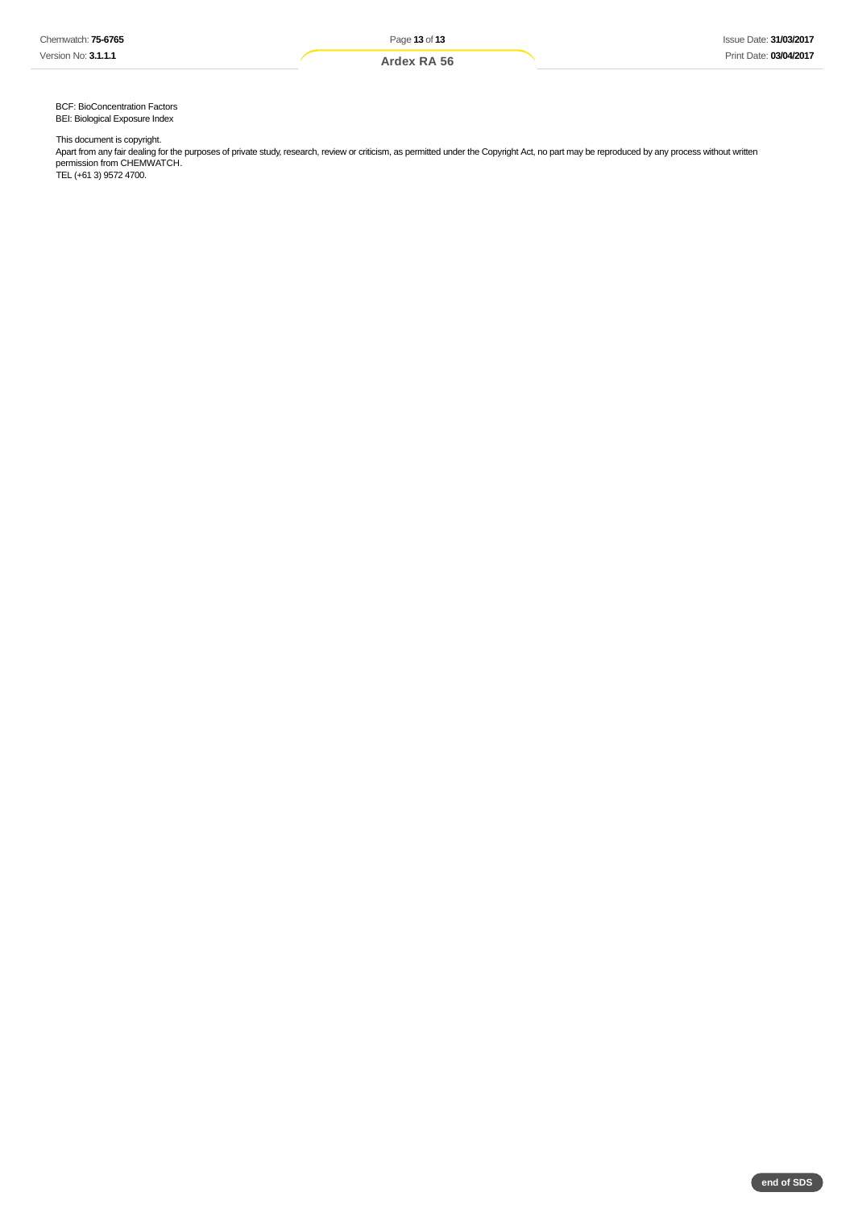BCF: BioConcentration Factors
BEI: Biological Exposure Index

This document is copyright.
Apart from any fair dealing for the purposes of private study, research, review or criticism, as permitted under the Copyright Act, no part may be reproduced by any process without written permission from CHEMWATCH.
TEL (+61 3) 9572 4700.

**end of SDS**